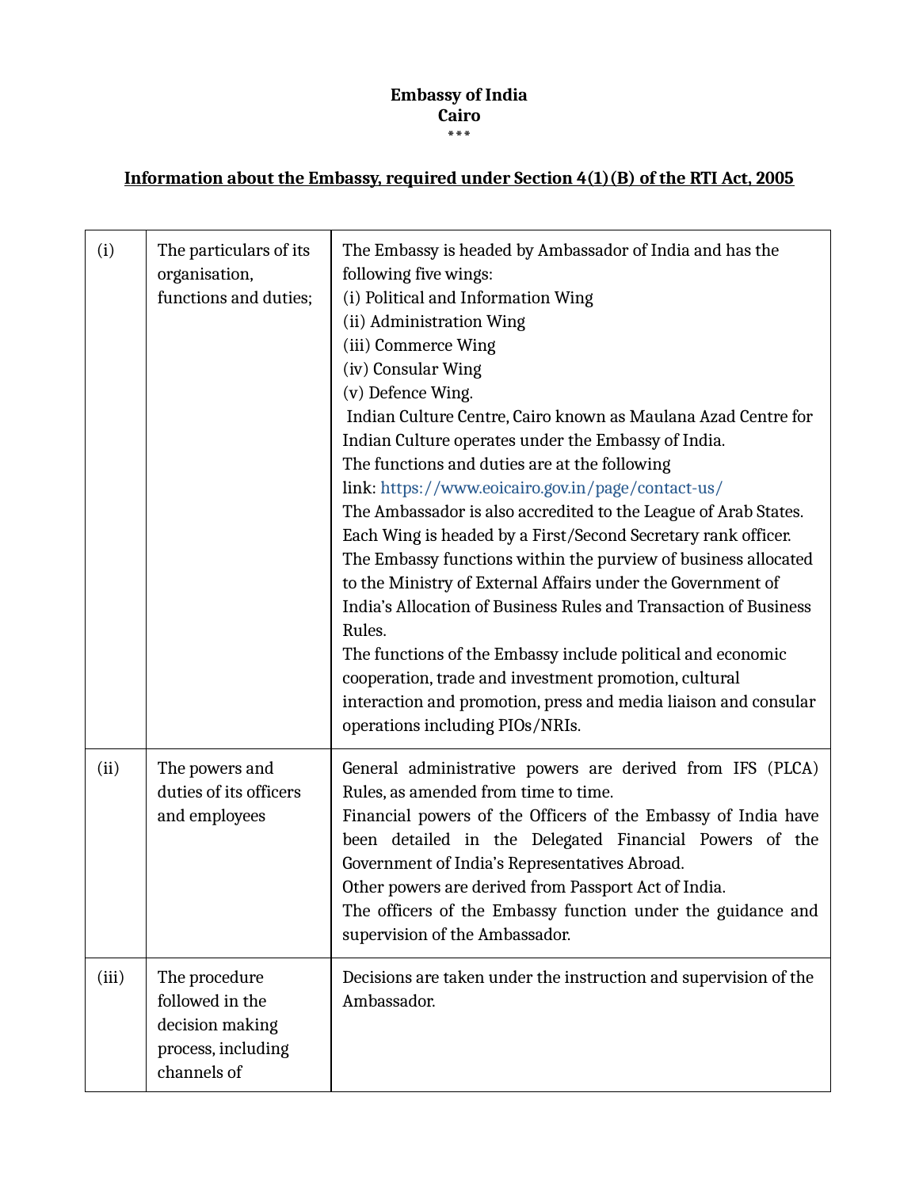**Embassy of India**
**Cairo**
\*\*\*

**Information about the Embassy, required under Section 4(1)(B) of the RTI Act, 2005**

| | | |
|---|---|---|
| (i) | The particulars of its organisation, functions and duties; | The Embassy is headed by Ambassador of India and has the following five wings:<br>(i) Political and Information Wing<br>(ii) Administration Wing<br>(iii) Commerce Wing<br>(iv) Consular Wing<br>(v) Defence Wing.<br>Indian Culture Centre, Cairo known as Maulana Azad Centre for Indian Culture operates under the Embassy of India.<br>The functions and duties are at the following link: https://www.eoicairo.gov.in/page/contact-us/<br>The Ambassador is also accredited to the League of Arab States.<br>Each Wing is headed by a First/Second Secretary rank officer.<br>The Embassy functions within the purview of business allocated to the Ministry of External Affairs under the Government of India's Allocation of Business Rules and Transaction of Business Rules.<br>The functions of the Embassy include political and economic cooperation, trade and investment promotion, cultural interaction and promotion, press and media liaison and consular operations including PIOs/NRIs. |
| (ii) | The powers and duties of its officers and employees | General administrative powers are derived from IFS (PLCA) Rules, as amended from time to time.<br>Financial powers of the Officers of the Embassy of India have been detailed in the Delegated Financial Powers of the Government of India's Representatives Abroad.<br>Other powers are derived from Passport Act of India.<br>The officers of the Embassy function under the guidance and supervision of the Ambassador. |
| (iii) | The procedure followed in the decision making process, including channels of | Decisions are taken under the instruction and supervision of the Ambassador. |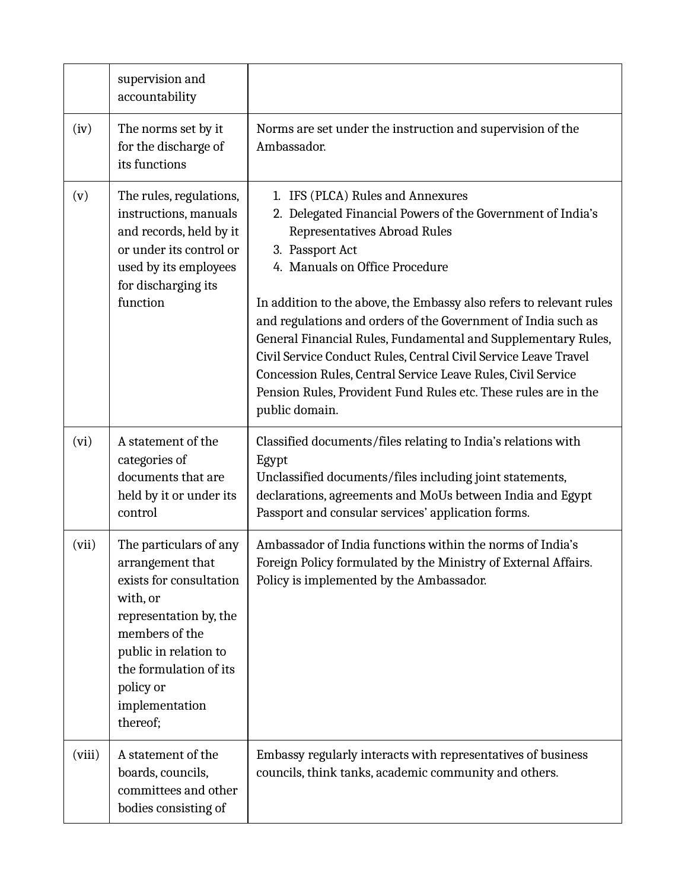| | | |
|---|---|---|
| | supervision and accountability | |
| (iv) | The norms set by it for the discharge of its functions | Norms are set under the instruction and supervision of the Ambassador. |
| (v) | The rules, regulations, instructions, manuals and records, held by it or under its control or used by its employees for discharging its function | 1. IFS (PLCA) Rules and Annexures<br>2. Delegated Financial Powers of the Government of India's Representatives Abroad Rules<br>3. Passport Act<br>4. Manuals on Office Procedure<br><br>In addition to the above, the Embassy also refers to relevant rules and regulations and orders of the Government of India such as General Financial Rules, Fundamental and Supplementary Rules, Civil Service Conduct Rules, Central Civil Service Leave Travel Concession Rules, Central Service Leave Rules, Civil Service Pension Rules, Provident Fund Rules etc. These rules are in the public domain. |
| (vi) | A statement of the categories of documents that are held by it or under its control | Classified documents/files relating to India's relations with Egypt<br>Unclassified documents/files including joint statements, declarations, agreements and MoUs between India and Egypt<br>Passport and consular services' application forms. |
| (vii) | The particulars of any arrangement that exists for consultation with, or representation by, the members of the public in relation to the formulation of its policy or implementation thereof; | Ambassador of India functions within the norms of India's Foreign Policy formulated by the Ministry of External Affairs. Policy is implemented by the Ambassador. |
| (viii) | A statement of the boards, councils, committees and other bodies consisting of | Embassy regularly interacts with representatives of business councils, think tanks, academic community and others. |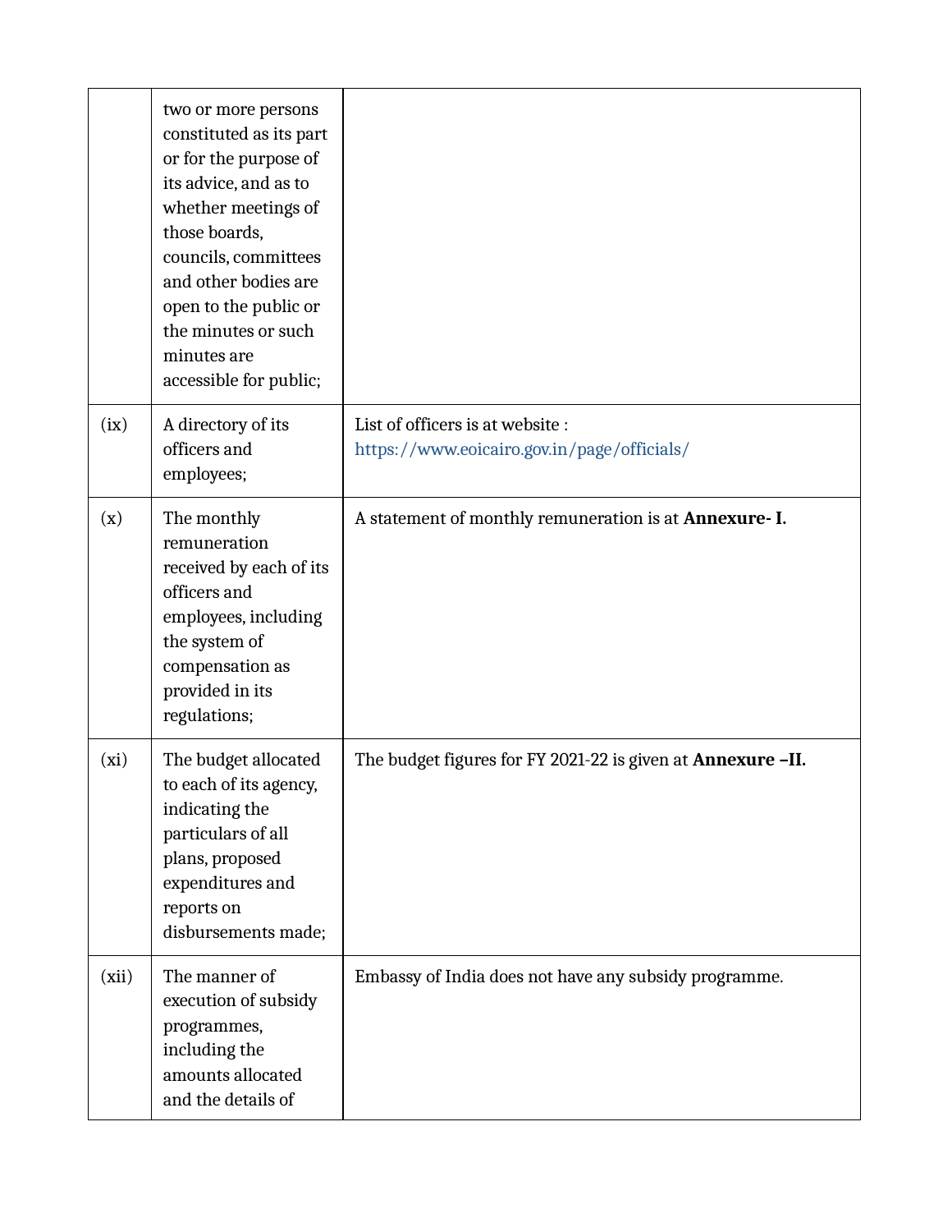| | | |
|---|---|---|
| | two or more persons constituted as its part or for the purpose of its advice, and as to whether meetings of those boards, councils, committees and other bodies are open to the public or the minutes or such minutes are accessible for public; | |
| (ix) | A directory of its officers and employees; | List of officers is at website : https://www.eoicairo.gov.in/page/officials/ |
| (x) | The monthly remuneration received by each of its officers and employees, including the system of compensation as provided in its regulations; | A statement of monthly remuneration is at **Annexure- I.** |
| (xi) | The budget allocated to each of its agency, indicating the particulars of all plans, proposed expenditures and reports on disbursements made; | The budget figures for FY 2021-22 is given at **Annexure –II.** |
| (xii) | The manner of execution of subsidy programmes, including the amounts allocated and the details of | Embassy of India does not have any subsidy programme. |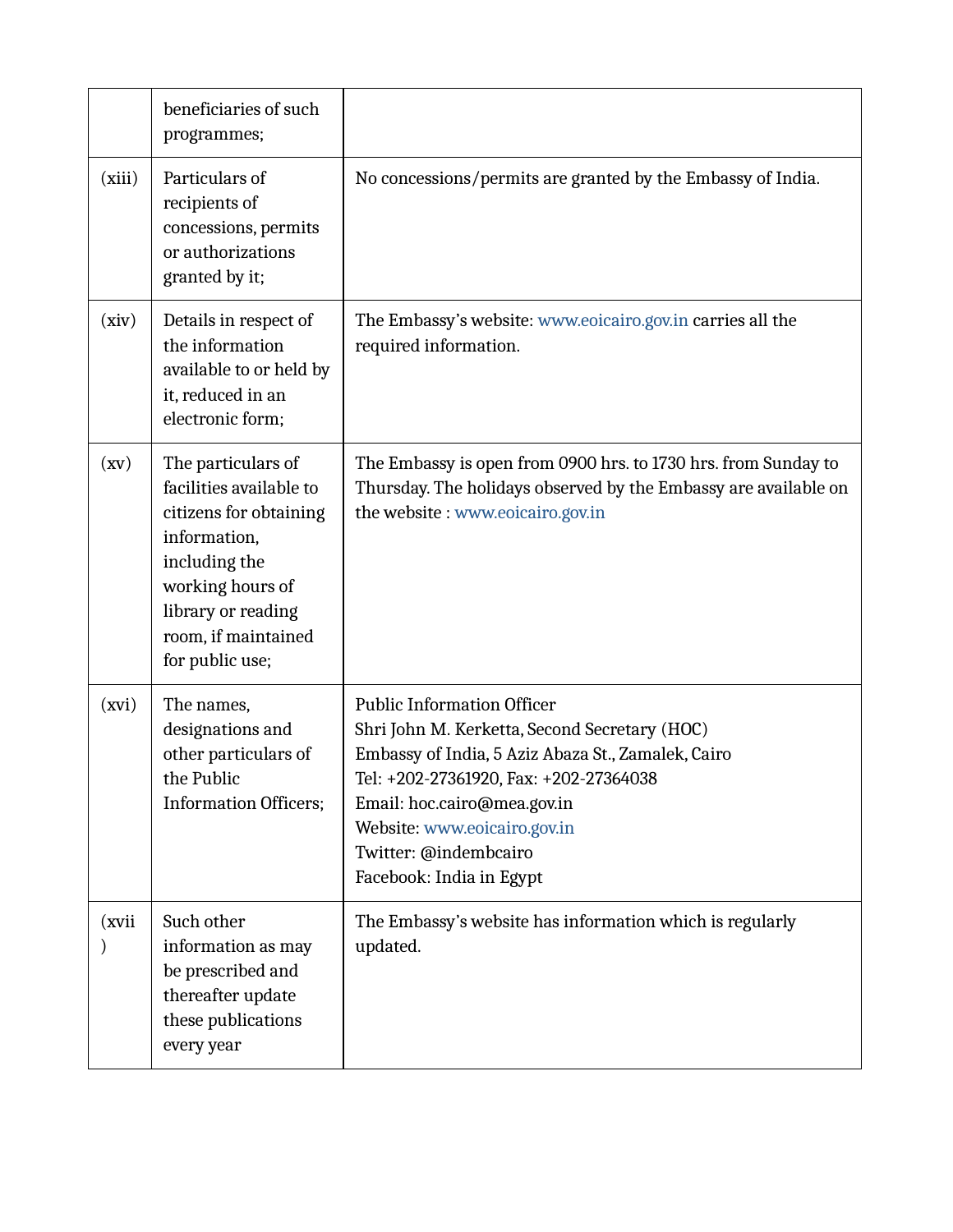| | | |
|---|---|---|
| | beneficiaries of such programmes; | |
| (xiii) | Particulars of recipients of concessions, permits or authorizations granted by it; | No concessions/permits are granted by the Embassy of India. |
| (xiv) | Details in respect of the information available to or held by it, reduced in an electronic form; | The Embassy's website: www.eoicairo.gov.in carries all the required information. |
| (xv) | The particulars of facilities available to citizens for obtaining information, including the working hours of library or reading room, if maintained for public use; | The Embassy is open from 0900 hrs. to 1730 hrs. from Sunday to Thursday. The holidays observed by the Embassy are available on the website : www.eoicairo.gov.in |
| (xvi) | The names, designations and other particulars of the Public Information Officers; | Public Information Officer<br>Shri John M. Kerketta, Second Secretary (HOC)<br>Embassy of India, 5 Aziz Abaza St., Zamalek, Cairo<br>Tel: +202-27361920, Fax: +202-27364038<br>Email: hoc.cairo@mea.gov.in<br>Website: www.eoicairo.gov.in<br>Twitter: @indembcairo<br>Facebook: India in Egypt |
| (xvii) | Such other information as may be prescribed and thereafter update these publications every year | The Embassy's website has information which is regularly updated. |